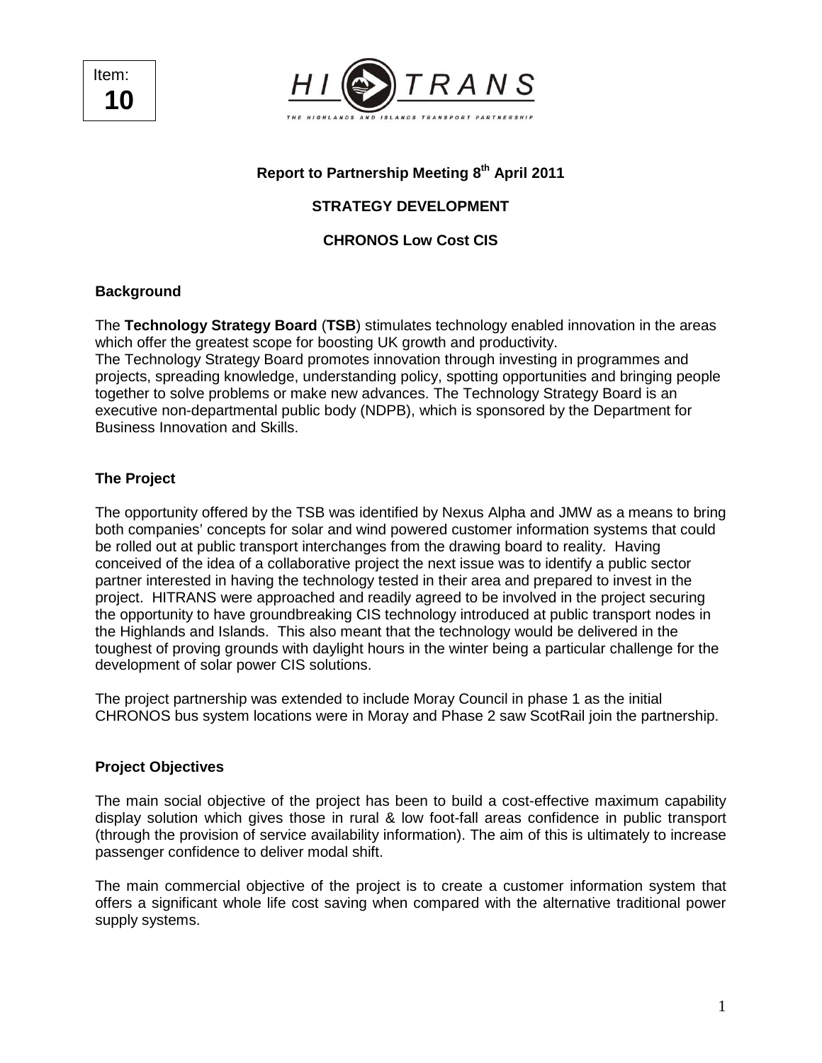Item: **10**

HITRANS

THE HIGHLANDS AND ISLANDS TRANSPORT PARTNERSHIP

**Report to Partnership Meeting 8th April 2011**

**STRATEGY DEVELOPMENT**

**CHRONOS Low Cost CIS**

## Background

The **Technology Strategy Board** (**TSB**) stimulates technology enabled innovation in the areas which offer the greatest scope for boosting UK growth and productivity.
The Technology Strategy Board promotes innovation through investing in programmes and projects, spreading knowledge, understanding policy, spotting opportunities and bringing people together to solve problems or make new advances. The Technology Strategy Board is an executive non-departmental public body (NDPB), which is sponsored by the Department for Business Innovation and Skills.

## The Project

The opportunity offered by the TSB was identified by Nexus Alpha and JMW as a means to bring both companies' concepts for solar and wind powered customer information systems that could be rolled out at public transport interchanges from the drawing board to reality. Having conceived of the idea of a collaborative project the next issue was to identify a public sector partner interested in having the technology tested in their area and prepared to invest in the project. HITRANS were approached and readily agreed to be involved in the project securing the opportunity to have groundbreaking CIS technology introduced at public transport nodes in the Highlands and Islands. This also meant that the technology would be delivered in the toughest of proving grounds with daylight hours in the winter being a particular challenge for the development of solar power CIS solutions.

The project partnership was extended to include Moray Council in phase 1 as the initial CHRONOS bus system locations were in Moray and Phase 2 saw ScotRail join the partnership.

## Project Objectives

The main social objective of the project has been to build a cost-effective maximum capability display solution which gives those in rural & low foot-fall areas confidence in public transport (through the provision of service availability information). The aim of this is ultimately to increase passenger confidence to deliver modal shift.

The main commercial objective of the project is to create a customer information system that offers a significant whole life cost saving when compared with the alternative traditional power supply systems.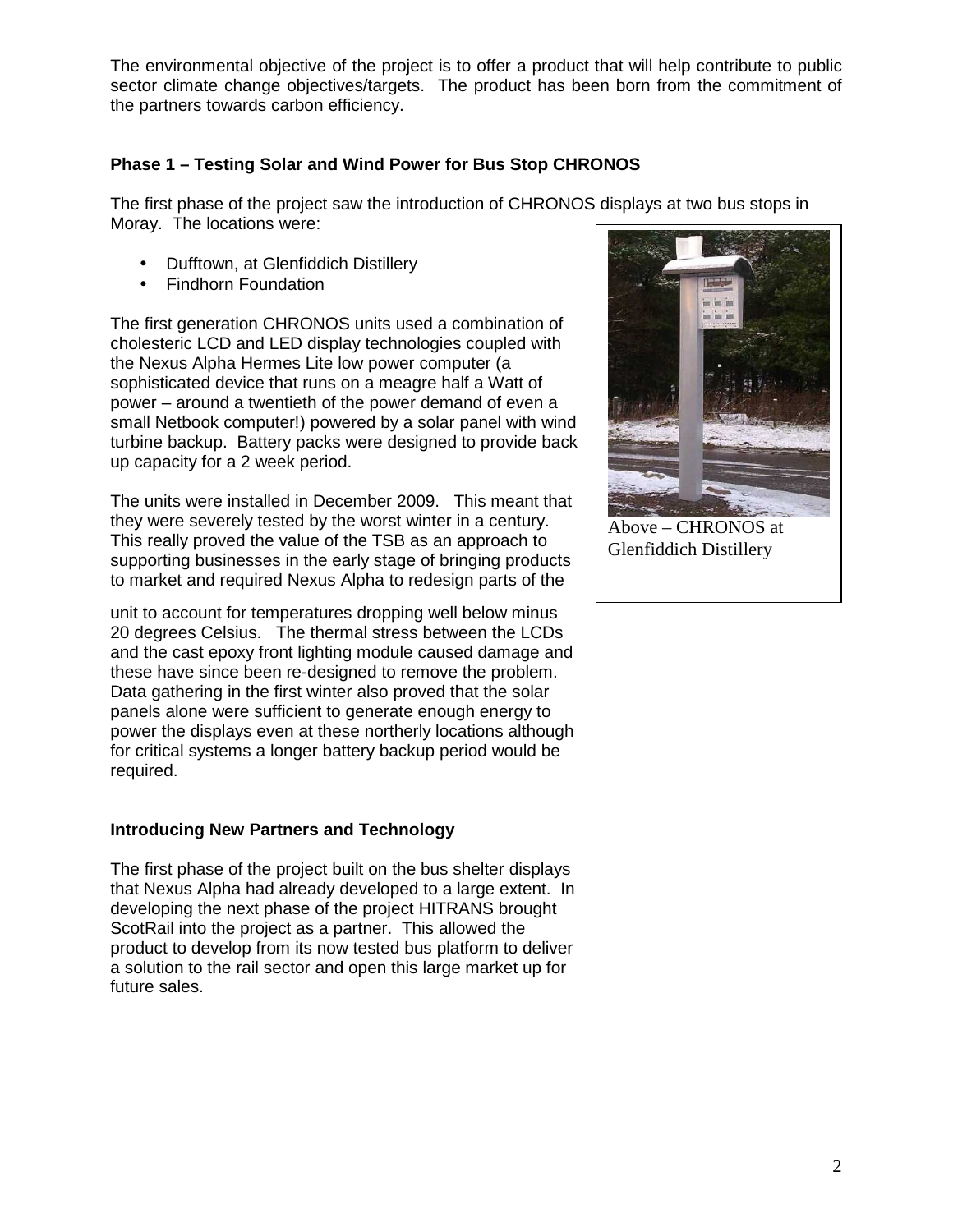The environmental objective of the project is to offer a product that will help contribute to public sector climate change objectives/targets. The product has been born from the commitment of the partners towards carbon efficiency.

**Phase 1 – Testing Solar and Wind Power for Bus Stop CHRONOS**

The first phase of the project saw the introduction of CHRONOS displays at two bus stops in Moray. The locations were:

- Dufftown, at Glenfiddich Distillery
- Findhorn Foundation

The first generation CHRONOS units used a combination of cholesteric LCD and LED display technologies coupled with the Nexus Alpha Hermes Lite low power computer (a sophisticated device that runs on a meagre half a Watt of power – around a twentieth of the power demand of even a small Netbook computer!) powered by a solar panel with wind turbine backup. Battery packs were designed to provide back up capacity for a 2 week period.

Above – CHRONOS at Glenfiddich Distillery

The units were installed in December 2009. This meant that they were severely tested by the worst winter in a century. This really proved the value of the TSB as an approach to supporting businesses in the early stage of bringing products to market and required Nexus Alpha to redesign parts of the unit to account for temperatures dropping well below minus 20 degrees Celsius. The thermal stress between the LCDs and the cast epoxy front lighting module caused damage and these have since been re-designed to remove the problem. Data gathering in the first winter also proved that the solar panels alone were sufficient to generate enough energy to power the displays even at these northerly locations although for critical systems a longer battery backup period would be required.

**Introducing New Partners and Technology**

The first phase of the project built on the bus shelter displays that Nexus Alpha had already developed to a large extent. In developing the next phase of the project HITRANS brought ScotRail into the project as a partner. This allowed the product to develop from its now tested bus platform to deliver a solution to the rail sector and open this large market up for future sales.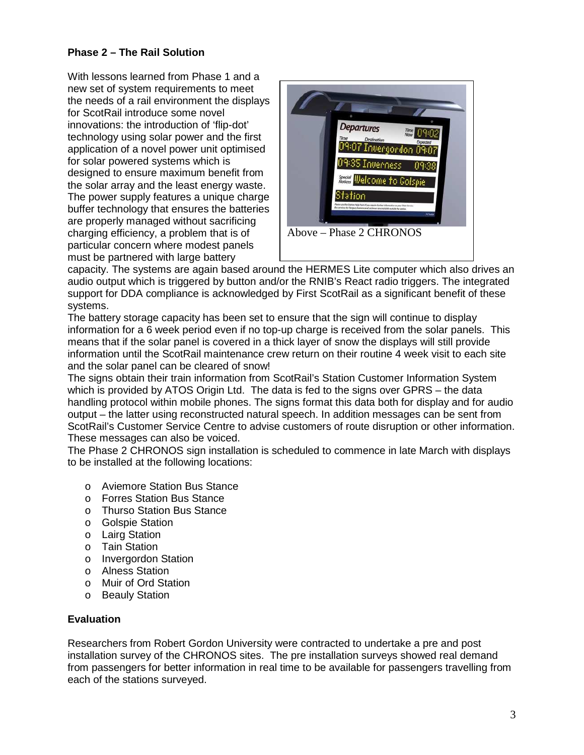**Phase 2 – The Rail Solution**

With lessons learned from Phase 1 and a new set of system requirements to meet the needs of a rail environment the displays for ScotRail introduce some novel innovations: the introduction of 'flip-dot' technology using solar power and the first application of a novel power unit optimised for solar powered systems which is designed to ensure maximum benefit from the solar array and the least energy waste. The power supply features a unique charge buffer technology that ensures the batteries are properly managed without sacrificing charging efficiency, a problem that is of particular concern where modest panels must be partnered with large battery capacity. The systems are again based around the HERMES Lite computer which also drives an audio output which is triggered by button and/or the RNIB's React radio triggers. The integrated support for DDA compliance is acknowledged by First ScotRail as a significant benefit of these systems.

Above – Phase 2 CHRONOS

The battery storage capacity has been set to ensure that the sign will continue to display information for a 6 week period even if no top-up charge is received from the solar panels. This means that if the solar panel is covered in a thick layer of snow the displays will still provide information until the ScotRail maintenance crew return on their routine 4 week visit to each site and the solar panel can be cleared of snow!

The signs obtain their train information from ScotRail's Station Customer Information System which is provided by ATOS Origin Ltd. The data is fed to the signs over GPRS – the data handling protocol within mobile phones. The signs format this data both for display and for audio output – the latter using reconstructed natural speech. In addition messages can be sent from ScotRail's Customer Service Centre to advise customers of route disruption or other information. These messages can also be voiced.

The Phase 2 CHRONOS sign installation is scheduled to commence in late March with displays to be installed at the following locations:

- Aviemore Station Bus Stance
- Forres Station Bus Stance
- Thurso Station Bus Stance
- Golspie Station
- Lairg Station
- Tain Station
- Invergordon Station
- Alness Station
- Muir of Ord Station
- Beauly Station

**Evaluation**

Researchers from Robert Gordon University were contracted to undertake a pre and post installation survey of the CHRONOS sites. The pre installation surveys showed real demand from passengers for better information in real time to be available for passengers travelling from each of the stations surveyed.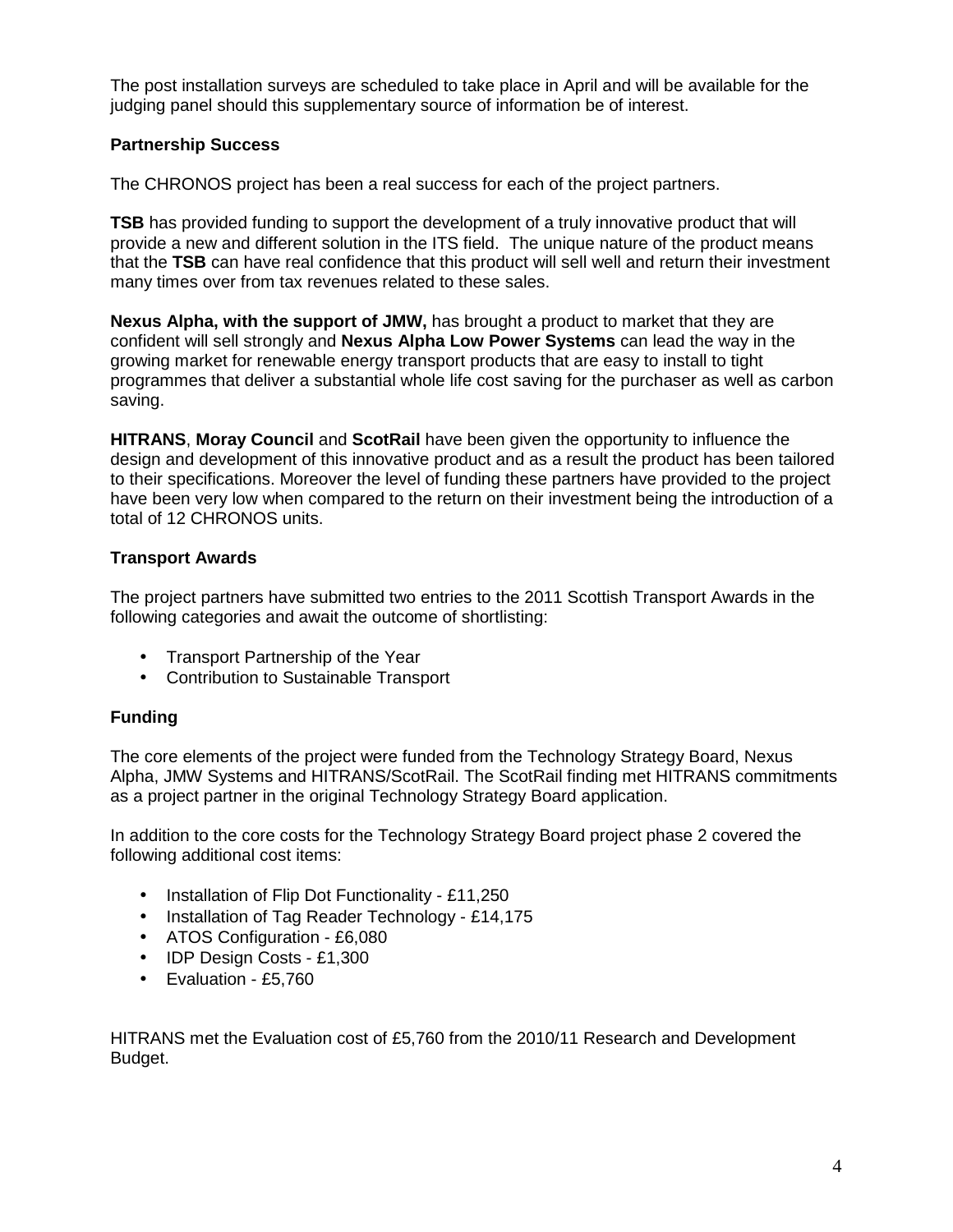The post installation surveys are scheduled to take place in April and will be available for the judging panel should this supplementary source of information be of interest.

**Partnership Success**

The CHRONOS project has been a real success for each of the project partners.

**TSB** has provided funding to support the development of a truly innovative product that will provide a new and different solution in the ITS field. The unique nature of the product means that the **TSB** can have real confidence that this product will sell well and return their investment many times over from tax revenues related to these sales.

**Nexus Alpha, with the support of JMW,** has brought a product to market that they are confident will sell strongly and **Nexus Alpha Low Power Systems** can lead the way in the growing market for renewable energy transport products that are easy to install to tight programmes that deliver a substantial whole life cost saving for the purchaser as well as carbon saving.

**HITRANS**, **Moray Council** and **ScotRail** have been given the opportunity to influence the design and development of this innovative product and as a result the product has been tailored to their specifications. Moreover the level of funding these partners have provided to the project have been very low when compared to the return on their investment being the introduction of a total of 12 CHRONOS units.

**Transport Awards**

The project partners have submitted two entries to the 2011 Scottish Transport Awards in the following categories and await the outcome of shortlisting:

- Transport Partnership of the Year
- Contribution to Sustainable Transport

**Funding**

The core elements of the project were funded from the Technology Strategy Board, Nexus Alpha, JMW Systems and HITRANS/ScotRail. The ScotRail finding met HITRANS commitments as a project partner in the original Technology Strategy Board application.

In addition to the core costs for the Technology Strategy Board project phase 2 covered the following additional cost items:

- Installation of Flip Dot Functionality - £11,250
- Installation of Tag Reader Technology - £14,175
- ATOS Configuration - £6,080
- IDP Design Costs - £1,300
- Evaluation - £5,760

HITRANS met the Evaluation cost of £5,760 from the 2010/11 Research and Development Budget.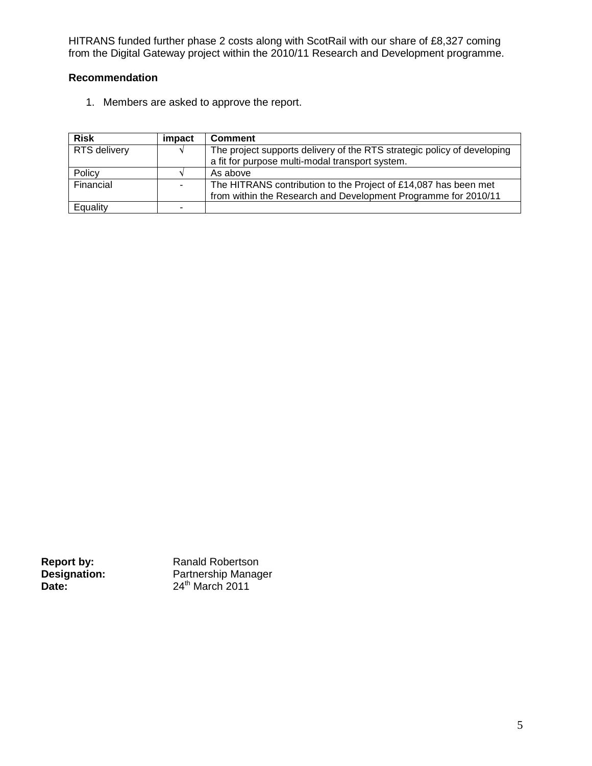HITRANS funded further phase 2 costs along with ScotRail with our share of £8,327 coming from the Digital Gateway project within the 2010/11 Research and Development programme.

**Recommendation**

1. Members are asked to approve the report.

| Risk | impact | Comment |
| --- | --- | --- |
| RTS delivery | √ | The project supports delivery of the RTS strategic policy of developing a fit for purpose multi-modal transport system. |
| Policy | √ | As above |
| Financial | - | The HITRANS contribution to the Project of £14,087 has been met from within the Research and Development Programme for 2010/11 |
| Equality | - | |

**Report by:** Ranald Robertson
**Designation:** Partnership Manager
**Date:** 24th March 2011